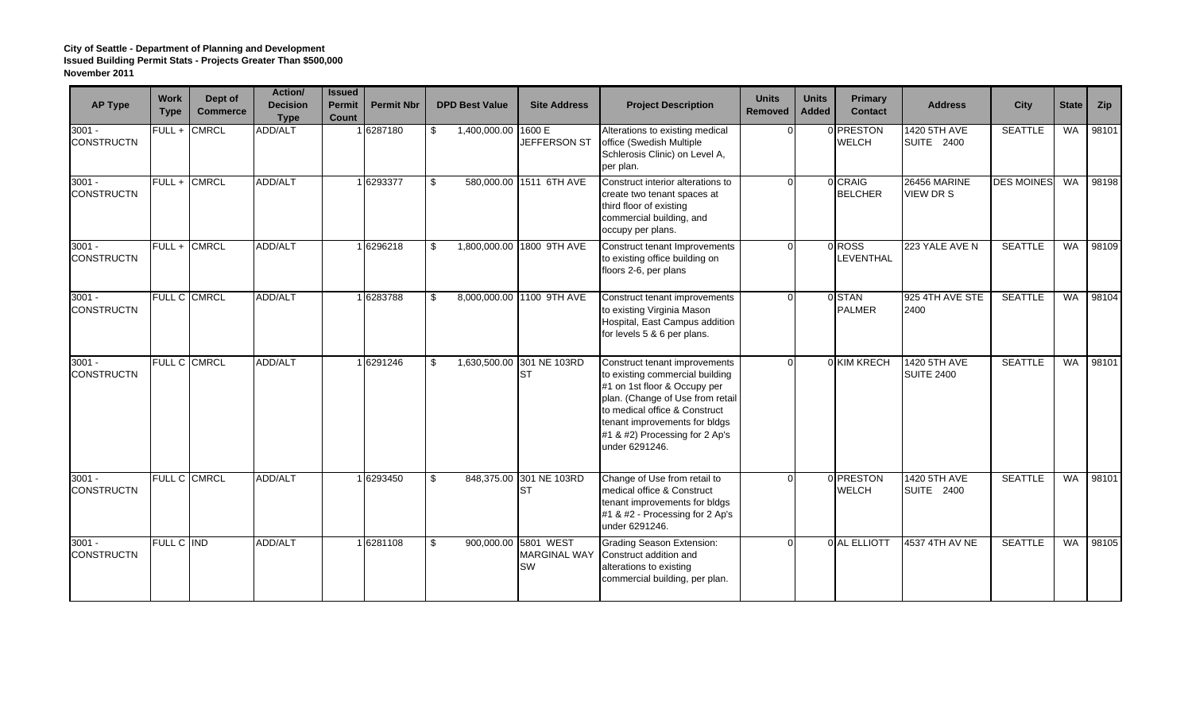**City of Seattle - Department of Planning and Development**
**Issued Building Permit Stats - Projects Greater Than $500,000**
**November 2011**

| AP Type | Work Type | Dept of Commerce | Action/ Decision Type | Issued Permit Count | Permit Nbr | DPD Best Value | Site Address | Project Description | Units Removed | Units Added | Primary Contact | Address | City | State | Zip |
|---|---|---|---|---|---|---|---|---|---|---|---|---|---|---|---|
| 3001 - CONSTRUCTN | FULL + | CMRCL | ADD/ALT | 1 | 6287180 | $ 1,400,000.00 | 1600 E JEFFERSON ST | Alterations to existing medical office (Swedish Multiple Schlerosis Clinic) on Level A, per plan. | 0 | 0 | PRESTON WELCH | 1420 5TH AVE SUITE 2400 | SEATTLE | WA | 98101 |
| 3001 - CONSTRUCTN | FULL + | CMRCL | ADD/ALT | 1 | 6293377 | $ 580,000.00 | 1511 6TH AVE | Construct interior alterations to create two tenant spaces at third floor of existing commercial building, and occupy per plans. | 0 | 0 | CRAIG BELCHER | 26456 MARINE VIEW DR S | DES MOINES | WA | 98198 |
| 3001 - CONSTRUCTN | FULL + | CMRCL | ADD/ALT | 1 | 6296218 | $ 1,800,000.00 | 1800 9TH AVE | Construct tenant Improvements to existing office building on floors 2-6, per plans | 0 | 0 | ROSS LEVENTHAL | 223 YALE AVE N | SEATTLE | WA | 98109 |
| 3001 - CONSTRUCTN | FULL C | CMRCL | ADD/ALT | 1 | 6283788 | $ 8,000,000.00 | 1100 9TH AVE | Construct tenant improvements to existing Virginia Mason Hospital, East Campus addition for levels 5 & 6 per plans. | 0 | 0 | STAN PALMER | 925 4TH AVE STE 2400 | SEATTLE | WA | 98104 |
| 3001 - CONSTRUCTN | FULL C | CMRCL | ADD/ALT | 1 | 6291246 | $ 1,630,500.00 | 301 NE 103RD ST | Construct tenant improvements to existing commercial building #1 on 1st floor & Occupy per plan. (Change of Use from retail to medical office & Construct tenant improvements for bldgs #1 & #2) Processing for 2 Ap's under 6291246. | 0 | 0 | KIM KRECH | 1420 5TH AVE SUITE 2400 | SEATTLE | WA | 98101 |
| 3001 - CONSTRUCTN | FULL C | CMRCL | ADD/ALT | 1 | 6293450 | $ 848,375.00 | 301 NE 103RD ST | Change of Use from retail to medical office & Construct tenant improvements for bldgs #1 & #2 - Processing for 2 Ap's under 6291246. | 0 | 0 | PRESTON WELCH | 1420 5TH AVE SUITE 2400 | SEATTLE | WA | 98101 |
| 3001 - CONSTRUCTN | FULL C | IND | ADD/ALT | 1 | 6281108 | $ 900,000.00 | 5801 WEST MARGINAL WAY SW | Grading Season Extension: Construct addition and alterations to existing commercial building, per plan. | 0 | 0 | AL ELLIOTT | 4537 4TH AV NE | SEATTLE | WA | 98105 |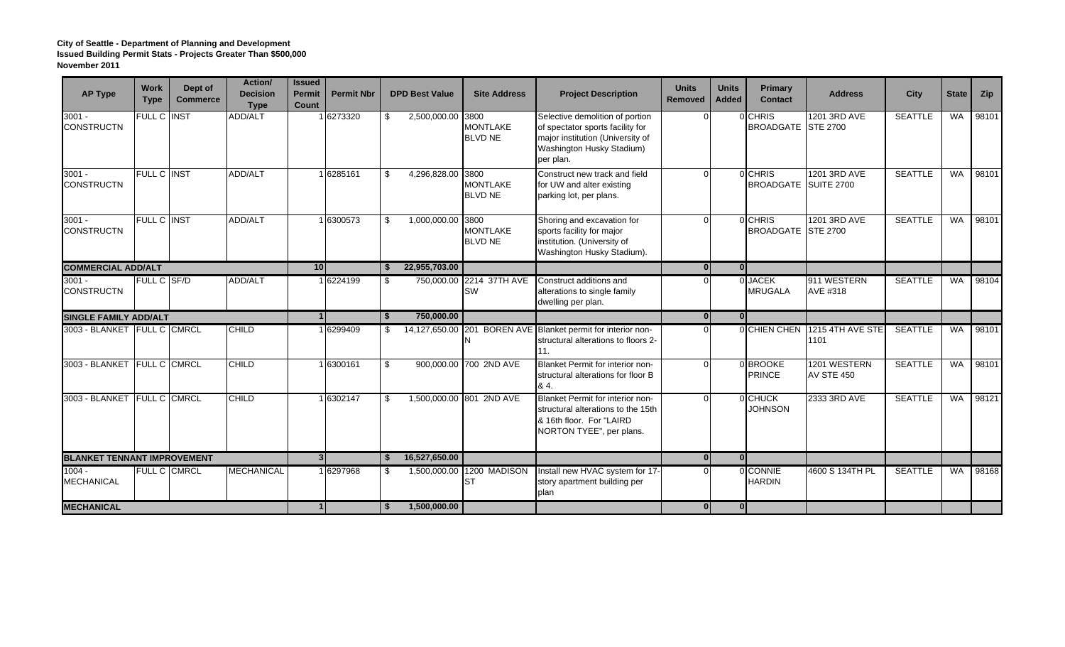**City of Seattle - Department of Planning and Development**
**Issued Building Permit Stats - Projects Greater Than $500,000**
**November 2011**

| AP Type | Work Type | Dept of Commerce | Action/ Decision Type | Issued Permit Count | Permit Nbr | DPD Best Value | Site Address | Project Description | Units Removed | Units Added | Primary Contact | Address | City | State | Zip |
|---|---|---|---|---|---|---|---|---|---|---|---|---|---|---|---|
| 3001 - CONSTRUCTN | FULL C | INST | ADD/ALT | 1 | 6273320 | $ 2,500,000.00 | 3800 MONTLAKE BLVD NE | Selective demolition of portion of spectator sports facility for major institution (University of Washington Husky Stadium) per plan. | 0 | 0 | CHRIS BROADGATE | 1201 3RD AVE STE 2700 | SEATTLE | WA | 98101 |
| 3001 - CONSTRUCTN | FULL C | INST | ADD/ALT | 1 | 6285161 | $ 4,296,828.00 | 3800 MONTLAKE BLVD NE | Construct new track and field for UW and alter existing parking lot, per plans. | 0 | 0 | CHRIS BROADGATE | 1201 3RD AVE SUITE 2700 | SEATTLE | WA | 98101 |
| 3001 - CONSTRUCTN | FULL C | INST | ADD/ALT | 1 | 6300573 | $ 1,000,000.00 | 3800 MONTLAKE BLVD NE | Shoring and excavation for sports facility for major institution. (University of Washington Husky Stadium). | 0 | 0 | CHRIS BROADGATE | 1201 3RD AVE STE 2700 | SEATTLE | WA | 98101 |
| **COMMERCIAL ADD/ALT** | | | | **10** | | **$ 22,955,703.00** | | | **0** | **0** | | | | | |
| 3001 - CONSTRUCTN | FULL C | SF/D | ADD/ALT | 1 | 6224199 | $ 750,000.00 | 2214 37TH AVE SW | Construct additions and alterations to single family dwelling per plan. | 0 | 0 | JACEK MRUGALA | 911 WESTERN AVE #318 | SEATTLE | WA | 98104 |
| **SINGLE FAMILY ADD/ALT** | | | | **1** | | **$ 750,000.00** | | | **0** | **0** | | | | | |
| 3003 - BLANKET | FULL C | CMRCL | CHILD | 1 | 6299409 | $ 14,127,650.00 | 201 BOREN AVE N | Blanket permit for interior non-structural alterations to floors 2-11. | 0 | 0 | CHIEN CHEN | 1215 4TH AVE STE 1101 | SEATTLE | WA | 98101 |
| 3003 - BLANKET | FULL C | CMRCL | CHILD | 1 | 6300161 | $ 900,000.00 | 700 2ND AVE | Blanket Permit for interior non-structural alterations for floor B & 4. | 0 | 0 | BROOKE PRINCE | 1201 WESTERN AV STE 450 | SEATTLE | WA | 98101 |
| 3003 - BLANKET | FULL C | CMRCL | CHILD | 1 | 6302147 | $ 1,500,000.00 | 801 2ND AVE | Blanket Permit for interior non-structural alterations to the 15th & 16th floor. For "LAIRD NORTON TYEE", per plans. | 0 | 0 | CHUCK JOHNSON | 2333 3RD AVE | SEATTLE | WA | 98121 |
| **BLANKET TENNANT IMPROVEMENT** | | | | **3** | | **$ 16,527,650.00** | | | **0** | **0** | | | | | |
| 1004 - MECHANICAL | FULL C | CMRCL | MECHANICAL | 1 | 6297968 | $ 1,500,000.00 | 1200 MADISON ST | Install new HVAC system for 17-story apartment building per plan | 0 | 0 | CONNIE HARDIN | 4600 S 134TH PL | SEATTLE | WA | 98168 |
| **MECHANICAL** | | | | **1** | | **$ 1,500,000.00** | | | **0** | **0** | | | | | |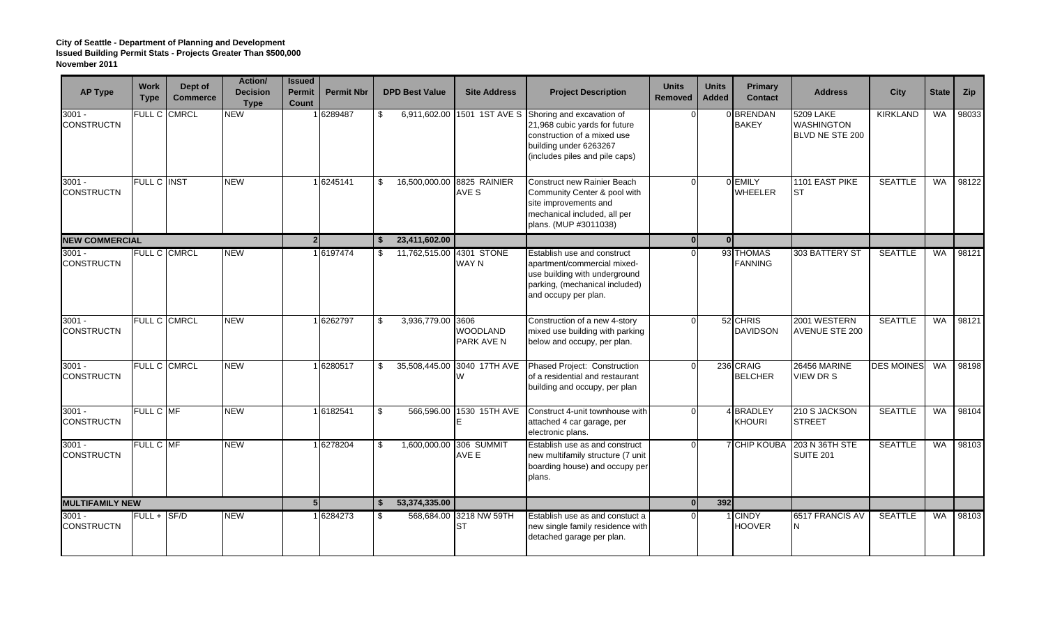**City of Seattle - Department of Planning and Development**
**Issued Building Permit Stats - Projects Greater Than $500,000**
**November 2011**

| AP Type | Work Type | Dept of Commerce | Action/ Decision Type | Issued Permit Count | Permit Nbr | DPD Best Value | Site Address | Project Description | Units Removed | Units Added | Primary Contact | Address | City | State | Zip |
|---|---|---|---|---|---|---|---|---|---|---|---|---|---|---|---|
| 3001 - CONSTRUCTN | FULL C | CMRCL | NEW | 1 | 6289487 | $ 6,911,602.00 | 1501 1ST AVE S | Shoring and excavation of 21,968 cubic yards for future construction of a mixed use building under 6263267 (includes piles and pile caps) | 0 | 0 | BRENDAN BAKEY | 5209 LAKE WASHINGTON BLVD NE STE 200 | KIRKLAND | WA | 98033 |
| 3001 - CONSTRUCTN | FULL C | INST | NEW | 1 | 6245141 | $ 16,500,000.00 | 8825 RAINIER AVE S | Construct new Rainier Beach Community Center & pool with site improvements and mechanical included, all per plans. (MUP #3011038) | 0 | 0 | EMILY WHEELER | 1101 EAST PIKE ST | SEATTLE | WA | 98122 |
| **NEW COMMERCIAL** | | | | **2** | | **$ 23,411,602.00** | | | **0** | **0** | | | | | |
| 3001 - CONSTRUCTN | FULL C | CMRCL | NEW | 1 | 6197474 | $ 11,762,515.00 | 4301 STONE WAY N | Establish use and construct apartment/commercial mixed-use building with underground parking, (mechanical included) and occupy per plan. | 0 | 93 | THOMAS FANNING | 303 BATTERY ST | SEATTLE | WA | 98121 |
| 3001 - CONSTRUCTN | FULL C | CMRCL | NEW | 1 | 6262797 | $ 3,936,779.00 | 3606 WOODLAND PARK AVE N | Construction of a new 4-story mixed use building with parking below and occupy, per plan. | 0 | 52 | CHRIS DAVIDSON | 2001 WESTERN AVENUE STE 200 | SEATTLE | WA | 98121 |
| 3001 - CONSTRUCTN | FULL C | CMRCL | NEW | 1 | 6280517 | $ 35,508,445.00 | 3040 17TH AVE W | Phased Project: Construction of a residential and restaurant building and occupy, per plan | 0 | 236 | CRAIG BELCHER | 26456 MARINE VIEW DR S | DES MOINES | WA | 98198 |
| 3001 - CONSTRUCTN | FULL C | MF | NEW | 1 | 6182541 | $ 566,596.00 | 1530 15TH AVE E | Construct 4-unit townhouse with attached 4 car garage, per electronic plans. | 0 | 4 | BRADLEY KHOURI | 210 S JACKSON STREET | SEATTLE | WA | 98104 |
| 3001 - CONSTRUCTN | FULL C | MF | NEW | 1 | 6278204 | $ 1,600,000.00 | 306 SUMMIT AVE E | Establish use as and construct new multifamily structure (7 unit boarding house) and occupy per plans. | 0 | 7 | CHIP KOUBA | 203 N 36TH STE SUITE 201 | SEATTLE | WA | 98103 |
| **MULTIFAMILY NEW** | | | | **5** | | **$ 53,374,335.00** | | | **0** | **392** | | | | | |
| 3001 - CONSTRUCTN | FULL + | SF/D | NEW | 1 | 6284273 | $ 568,684.00 | 3218 NW 59TH ST | Establish use as and constuct a new single family residence with detached garage per plan. | 0 | 1 | CINDY HOOVER | 6517 FRANCIS AV N | SEATTLE | WA | 98103 |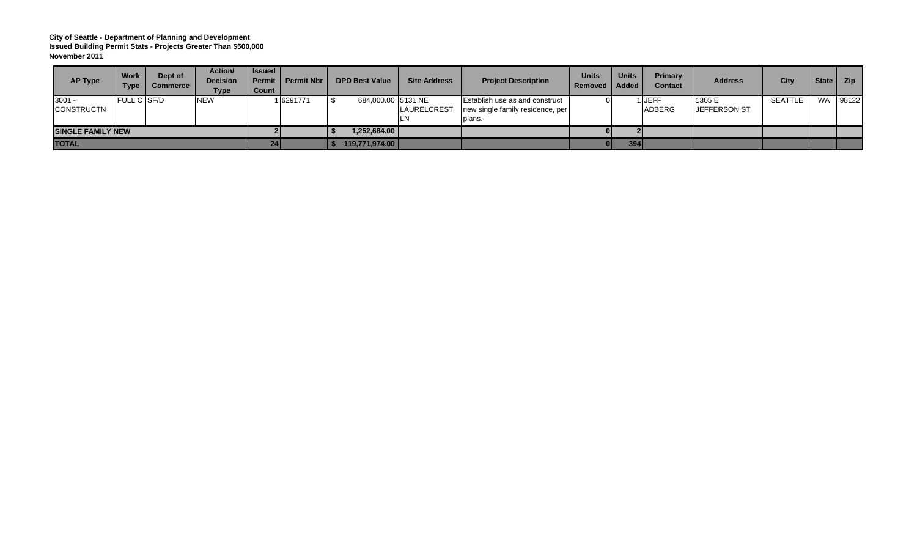**City of Seattle - Department of Planning and Development**
**Issued Building Permit Stats - Projects Greater Than $500,000**
**November 2011**

| AP Type | Work Type | Dept of Commerce | Action/ Decision Type | Issued Permit Count | Permit Nbr | DPD Best Value | Site Address | Project Description | Units Removed | Units Added | Primary Contact | Address | City | State | Zip |
|---|---|---|---|---|---|---|---|---|---|---|---|---|---|---|---|
| 3001 - CONSTRUCTN | FULL C | SF/D | NEW | 1 | 6291771 | $ 684,000.00 | 5131 NE LAURELCREST LN | Establish use as and construct new single family residence, per plans. | 0 | 1 | JEFF ADBERG | 1305 E JEFFERSON ST | SEATTLE | WA | 98122 |
| **SINGLE FAMILY NEW** | | | | **2** | | **$ 1,252,684.00** | | | **0** | **2** | | | | | |
| **TOTAL** | | | | **24** | | **$ 119,771,974.00** | | | **0** | **394** | | | | | |